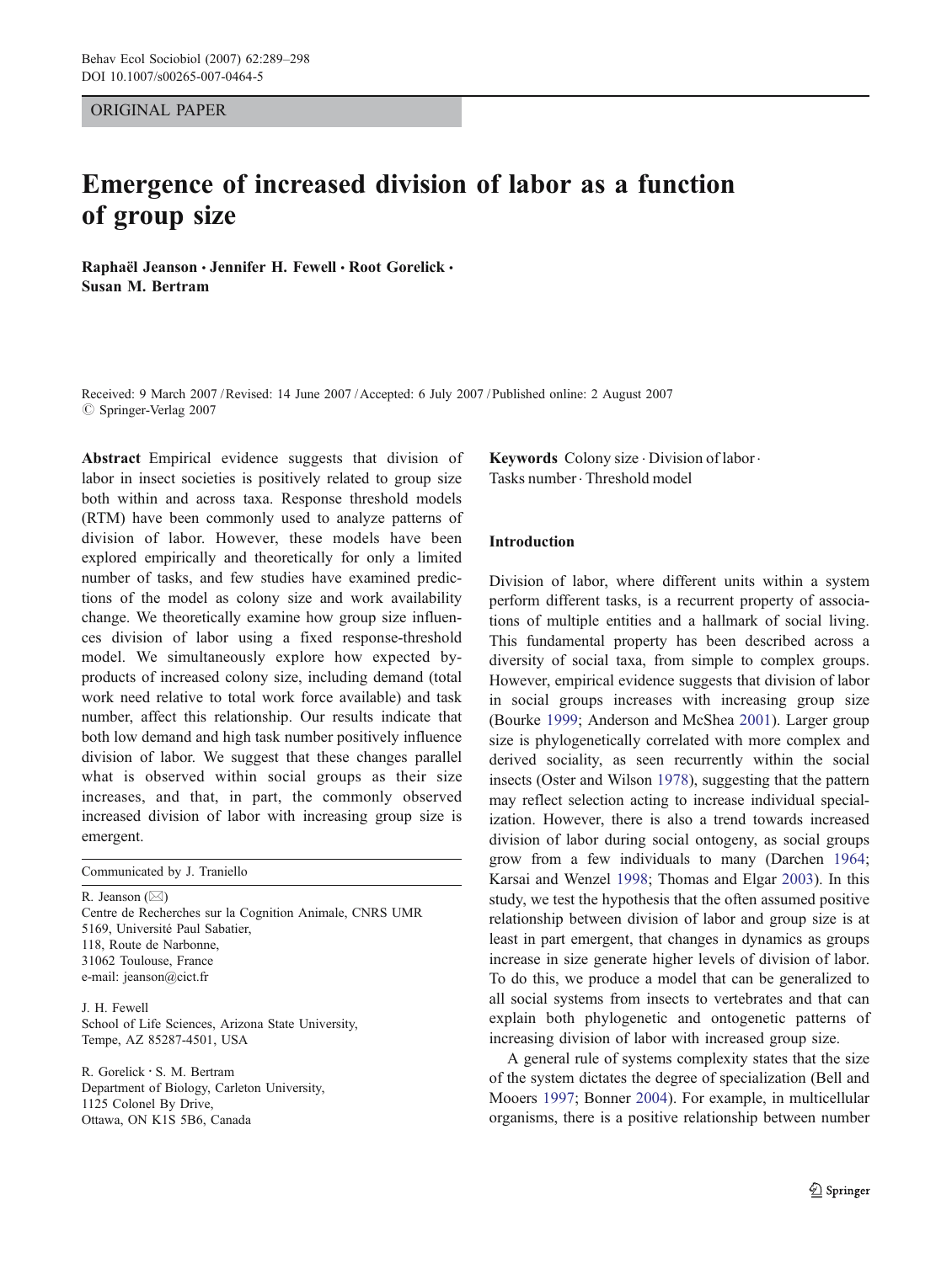ORIGINAL PAPER

# Emergence of increased division of labor as a function of group size

**Raphaël Jeanson · Jennifer H. Fewell · Root Gorelick · Susan M. Bertram**

Received: 9 March 2007 / Revised: 14 June 2007 / Accepted: 6 July 2007 / Published online: 2 August 2007
© Springer-Verlag 2007

**Abstract** Empirical evidence suggests that division of labor in insect societies is positively related to group size both within and across taxa. Response threshold models (RTM) have been commonly used to analyze patterns of division of labor. However, these models have been explored empirically and theoretically for only a limited number of tasks, and few studies have examined predictions of the model as colony size and work availability change. We theoretically examine how group size influences division of labor using a fixed response-threshold model. We simultaneously explore how expected by-products of increased colony size, including demand (total work need relative to total work force available) and task number, affect this relationship. Our results indicate that both low demand and high task number positively influence division of labor. We suggest that these changes parallel what is observed within social groups as their size increases, and that, in part, the commonly observed increased division of labor with increasing group size is emergent.

**Keywords** Colony size · Division of labor · Tasks number · Threshold model

Communicated by J. Traniello

R. Jeanson (✉)
Centre de Recherches sur la Cognition Animale, CNRS UMR 5169, Université Paul Sabatier,
118, Route de Narbonne,
31062 Toulouse, France
e-mail: jeanson@cict.fr

J. H. Fewell
School of Life Sciences, Arizona State University,
Tempe, AZ 85287-4501, USA

R. Gorelick · S. M. Bertram
Department of Biology, Carleton University,
1125 Colonel By Drive,
Ottawa, ON K1S 5B6, Canada

## Introduction

Division of labor, where different units within a system perform different tasks, is a recurrent property of associations of multiple entities and a hallmark of social living. This fundamental property has been described across a diversity of social taxa, from simple to complex groups. However, empirical evidence suggests that division of labor in social groups increases with increasing group size (Bourke 1999; Anderson and McShea 2001). Larger group size is phylogenetically correlated with more complex and derived sociality, as seen recurrently within the social insects (Oster and Wilson 1978), suggesting that the pattern may reflect selection acting to increase individual specialization. However, there is also a trend towards increased division of labor during social ontogeny, as social groups grow from a few individuals to many (Darchen 1964; Karsai and Wenzel 1998; Thomas and Elgar 2003). In this study, we test the hypothesis that the often assumed positive relationship between division of labor and group size is at least in part emergent, that changes in dynamics as groups increase in size generate higher levels of division of labor. To do this, we produce a model that can be generalized to all social systems from insects to vertebrates and that can explain both phylogenetic and ontogenetic patterns of increasing division of labor with increased group size.

A general rule of systems complexity states that the size of the system dictates the degree of specialization (Bell and Mooers 1997; Bonner 2004). For example, in multicellular organisms, there is a positive relationship between number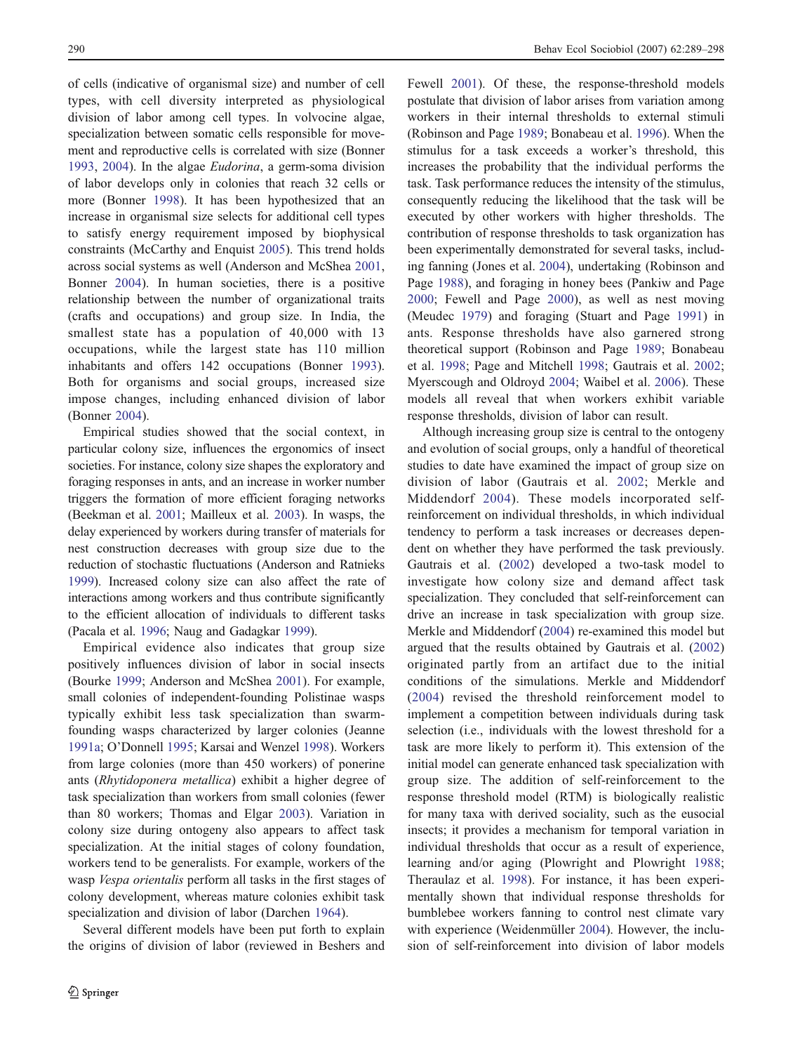of cells (indicative of organismal size) and number of cell types, with cell diversity interpreted as physiological division of labor among cell types. In volvocine algae, specialization between somatic cells responsible for movement and reproductive cells is correlated with size (Bonner 1993, 2004). In the algae *Eudorina*, a germ-soma division of labor develops only in colonies that reach 32 cells or more (Bonner 1998). It has been hypothesized that an increase in organismal size selects for additional cell types to satisfy energy requirement imposed by biophysical constraints (McCarthy and Enquist 2005). This trend holds across social systems as well (Anderson and McShea 2001, Bonner 2004). In human societies, there is a positive relationship between the number of organizational traits (crafts and occupations) and group size. In India, the smallest state has a population of 40,000 with 13 occupations, while the largest state has 110 million inhabitants and offers 142 occupations (Bonner 1993). Both for organisms and social groups, increased size impose changes, including enhanced division of labor (Bonner 2004).

Empirical studies showed that the social context, in particular colony size, influences the ergonomics of insect societies. For instance, colony size shapes the exploratory and foraging responses in ants, and an increase in worker number triggers the formation of more efficient foraging networks (Beekman et al. 2001; Mailleux et al. 2003). In wasps, the delay experienced by workers during transfer of materials for nest construction decreases with group size due to the reduction of stochastic fluctuations (Anderson and Ratnieks 1999). Increased colony size can also affect the rate of interactions among workers and thus contribute significantly to the efficient allocation of individuals to different tasks (Pacala et al. 1996; Naug and Gadagkar 1999).

Empirical evidence also indicates that group size positively influences division of labor in social insects (Bourke 1999; Anderson and McShea 2001). For example, small colonies of independent-founding Polistinae wasps typically exhibit less task specialization than swarm-founding wasps characterized by larger colonies (Jeanne 1991a; O'Donnell 1995; Karsai and Wenzel 1998). Workers from large colonies (more than 450 workers) of ponerine ants (*Rhytidoponera metallica*) exhibit a higher degree of task specialization than workers from small colonies (fewer than 80 workers; Thomas and Elgar 2003). Variation in colony size during ontogeny also appears to affect task specialization. At the initial stages of colony foundation, workers tend to be generalists. For example, workers of the wasp *Vespa orientalis* perform all tasks in the first stages of colony development, whereas mature colonies exhibit task specialization and division of labor (Darchen 1964).

Several different models have been put forth to explain the origins of division of labor (reviewed in Beshers and Fewell 2001). Of these, the response-threshold models postulate that division of labor arises from variation among workers in their internal thresholds to external stimuli (Robinson and Page 1989; Bonabeau et al. 1996). When the stimulus for a task exceeds a worker's threshold, this increases the probability that the individual performs the task. Task performance reduces the intensity of the stimulus, consequently reducing the likelihood that the task will be executed by other workers with higher thresholds. The contribution of response thresholds to task organization has been experimentally demonstrated for several tasks, including fanning (Jones et al. 2004), undertaking (Robinson and Page 1988), and foraging in honey bees (Pankiw and Page 2000; Fewell and Page 2000), as well as nest moving (Meudec 1979) and foraging (Stuart and Page 1991) in ants. Response thresholds have also garnered strong theoretical support (Robinson and Page 1989; Bonabeau et al. 1998; Page and Mitchell 1998; Gautrais et al. 2002; Myerscough and Oldroyd 2004; Waibel et al. 2006). These models all reveal that when workers exhibit variable response thresholds, division of labor can result.

Although increasing group size is central to the ontogeny and evolution of social groups, only a handful of theoretical studies to date have examined the impact of group size on division of labor (Gautrais et al. 2002; Merkle and Middendorf 2004). These models incorporated self-reinforcement on individual thresholds, in which individual tendency to perform a task increases or decreases dependent on whether they have performed the task previously. Gautrais et al. (2002) developed a two-task model to investigate how colony size and demand affect task specialization. They concluded that self-reinforcement can drive an increase in task specialization with group size. Merkle and Middendorf (2004) re-examined this model but argued that the results obtained by Gautrais et al. (2002) originated partly from an artifact due to the initial conditions of the simulations. Merkle and Middendorf (2004) revised the threshold reinforcement model to implement a competition between individuals during task selection (i.e., individuals with the lowest threshold for a task are more likely to perform it). This extension of the initial model can generate enhanced task specialization with group size. The addition of self-reinforcement to the response threshold model (RTM) is biologically realistic for many taxa with derived sociality, such as the eusocial insects; it provides a mechanism for temporal variation in individual thresholds that occur as a result of experience, learning and/or aging (Plowright and Plowright 1988; Theraulaz et al. 1998). For instance, it has been experimentally shown that individual response thresholds for bumblebee workers fanning to control nest climate vary with experience (Weidenmüller 2004). However, the inclusion of self-reinforcement into division of labor models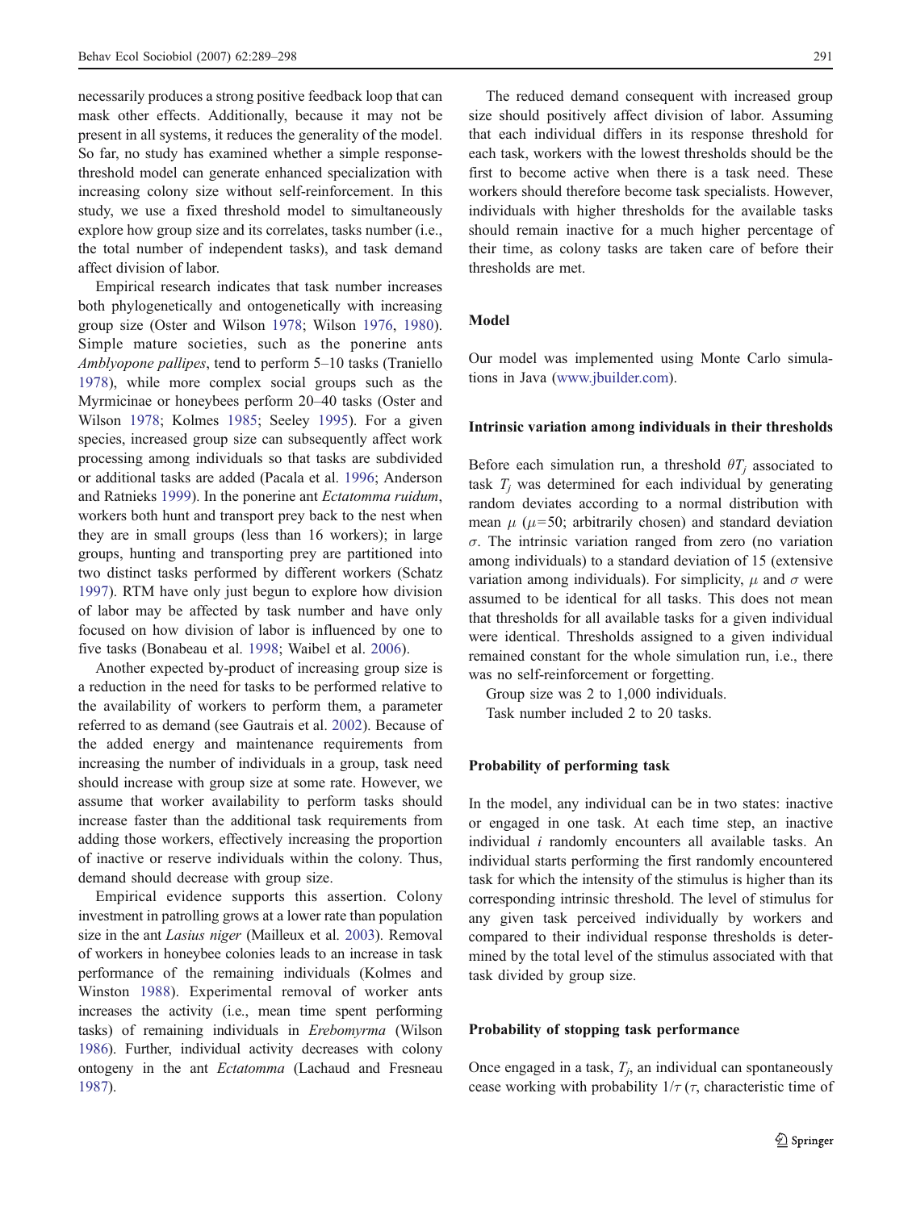necessarily produces a strong positive feedback loop that can mask other effects. Additionally, because it may not be present in all systems, it reduces the generality of the model. So far, no study has examined whether a simple response-threshold model can generate enhanced specialization with increasing colony size without self-reinforcement. In this study, we use a fixed threshold model to simultaneously explore how group size and its correlates, tasks number (i.e., the total number of independent tasks), and task demand affect division of labor.

Empirical research indicates that task number increases both phylogenetically and ontogenetically with increasing group size (Oster and Wilson 1978; Wilson 1976, 1980). Simple mature societies, such as the ponerine ants *Amblyopone pallipes*, tend to perform 5–10 tasks (Traniello 1978), while more complex social groups such as the Myrmicinae or honeybees perform 20–40 tasks (Oster and Wilson 1978; Kolmes 1985; Seeley 1995). For a given species, increased group size can subsequently affect work processing among individuals so that tasks are subdivided or additional tasks are added (Pacala et al. 1996; Anderson and Ratnieks 1999). In the ponerine ant *Ectatomma ruidum*, workers both hunt and transport prey back to the nest when they are in small groups (less than 16 workers); in large groups, hunting and transporting prey are partitioned into two distinct tasks performed by different workers (Schatz 1997). RTM have only just begun to explore how division of labor may be affected by task number and have only focused on how division of labor is influenced by one to five tasks (Bonabeau et al. 1998; Waibel et al. 2006).

Another expected by-product of increasing group size is a reduction in the need for tasks to be performed relative to the availability of workers to perform them, a parameter referred to as demand (see Gautrais et al. 2002). Because of the added energy and maintenance requirements from increasing the number of individuals in a group, task need should increase with group size at some rate. However, we assume that worker availability to perform tasks should increase faster than the additional task requirements from adding those workers, effectively increasing the proportion of inactive or reserve individuals within the colony. Thus, demand should decrease with group size.

Empirical evidence supports this assertion. Colony investment in patrolling grows at a lower rate than population size in the ant *Lasius niger* (Mailleux et al. 2003). Removal of workers in honeybee colonies leads to an increase in task performance of the remaining individuals (Kolmes and Winston 1988). Experimental removal of worker ants increases the activity (i.e., mean time spent performing tasks) of remaining individuals in *Erebomyrma* (Wilson 1986). Further, individual activity decreases with colony ontogeny in the ant *Ectatomma* (Lachaud and Fresneau 1987).

The reduced demand consequent with increased group size should positively affect division of labor. Assuming that each individual differs in its response threshold for each task, workers with the lowest thresholds should be the first to become active when there is a task need. These workers should therefore become task specialists. However, individuals with higher thresholds for the available tasks should remain inactive for a much higher percentage of their time, as colony tasks are taken care of before their thresholds are met.

## Model

Our model was implemented using Monte Carlo simulations in Java (www.jbuilder.com).

### Intrinsic variation among individuals in their thresholds

Before each simulation run, a threshold $\theta T_j$ associated to task $T_j$ was determined for each individual by generating random deviates according to a normal distribution with mean $\mu$ ($\mu$=50; arbitrarily chosen) and standard deviation $\sigma$. The intrinsic variation ranged from zero (no variation among individuals) to a standard deviation of 15 (extensive variation among individuals). For simplicity, $\mu$ and $\sigma$ were assumed to be identical for all tasks. This does not mean that thresholds for all available tasks for a given individual were identical. Thresholds assigned to a given individual remained constant for the whole simulation run, i.e., there was no self-reinforcement or forgetting.

Group size was 2 to 1,000 individuals.

Task number included 2 to 20 tasks.

### Probability of performing task

In the model, any individual can be in two states: inactive or engaged in one task. At each time step, an inactive individual $i$ randomly encounters all available tasks. An individual starts performing the first randomly encountered task for which the intensity of the stimulus is higher than its corresponding intrinsic threshold. The level of stimulus for any given task perceived individually by workers and compared to their individual response thresholds is determined by the total level of the stimulus associated with that task divided by group size.

### Probability of stopping task performance

Once engaged in a task, $T_j$, an individual can spontaneously cease working with probability $1/\tau$ ($\tau$, characteristic time of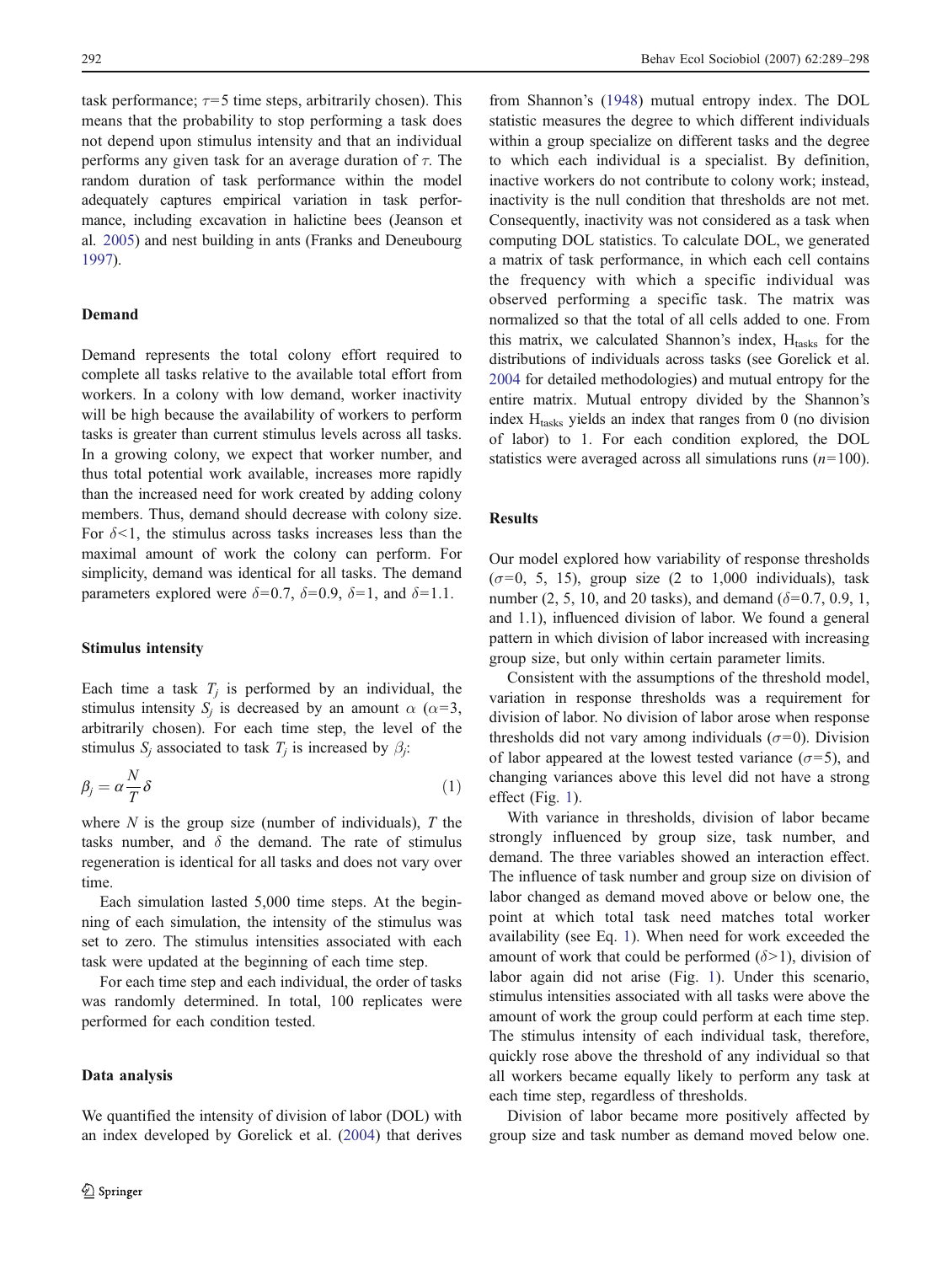task performance; $\tau$=5 time steps, arbitrarily chosen). This means that the probability to stop performing a task does not depend upon stimulus intensity and that an individual performs any given task for an average duration of $\tau$. The random duration of task performance within the model adequately captures empirical variation in task performance, including excavation in halictine bees (Jeanson et al. 2005) and nest building in ants (Franks and Deneubourg 1997).

### Demand

Demand represents the total colony effort required to complete all tasks relative to the available total effort from workers. In a colony with low demand, worker inactivity will be high because the availability of workers to perform tasks is greater than current stimulus levels across all tasks. In a growing colony, we expect that worker number, and thus total potential work available, increases more rapidly than the increased need for work created by adding colony members. Thus, demand should decrease with colony size. For $\delta$<1, the stimulus across tasks increases less than the maximal amount of work the colony can perform. For simplicity, demand was identical for all tasks. The demand parameters explored were $\delta$=0.7, $\delta$=0.9, $\delta$=1, and $\delta$=1.1.

### Stimulus intensity

Each time a task $T_j$ is performed by an individual, the stimulus intensity $S_j$ is decreased by an amount $\alpha$ ($\alpha$=3, arbitrarily chosen). For each time step, the level of the stimulus $S_j$ associated to task $T_j$ is increased by $\beta_j$:

$$\beta_j = \alpha \frac{N}{T} \delta \tag{1}$$

where $N$ is the group size (number of individuals), $T$ the tasks number, and $\delta$ the demand. The rate of stimulus regeneration is identical for all tasks and does not vary over time.

Each simulation lasted 5,000 time steps. At the beginning of each simulation, the intensity of the stimulus was set to zero. The stimulus intensities associated with each task were updated at the beginning of each time step.

For each time step and each individual, the order of tasks was randomly determined. In total, 100 replicates were performed for each condition tested.

### Data analysis

We quantified the intensity of division of labor (DOL) with an index developed by Gorelick et al. (2004) that derives from Shannon's (1948) mutual entropy index. The DOL statistic measures the degree to which different individuals within a group specialize on different tasks and the degree to which each individual is a specialist. By definition, inactive workers do not contribute to colony work; instead, inactivity is the null condition that thresholds are not met. Consequently, inactivity was not considered as a task when computing DOL statistics. To calculate DOL, we generated a matrix of task performance, in which each cell contains the frequency with which a specific individual was observed performing a specific task. The matrix was normalized so that the total of all cells added to one. From this matrix, we calculated Shannon's index, $H_{tasks}$ for the distributions of individuals across tasks (see Gorelick et al. 2004 for detailed methodologies) and mutual entropy for the entire matrix. Mutual entropy divided by the Shannon's index $H_{tasks}$ yields an index that ranges from 0 (no division of labor) to 1. For each condition explored, the DOL statistics were averaged across all simulations runs ($n$=100).

## Results

Our model explored how variability of response thresholds ($\sigma$=0, 5, 15), group size (2 to 1,000 individuals), task number (2, 5, 10, and 20 tasks), and demand ($\delta$=0.7, 0.9, 1, and 1.1), influenced division of labor. We found a general pattern in which division of labor increased with increasing group size, but only within certain parameter limits.

Consistent with the assumptions of the threshold model, variation in response thresholds was a requirement for division of labor. No division of labor arose when response thresholds did not vary among individuals ($\sigma$=0). Division of labor appeared at the lowest tested variance ($\sigma$=5), and changing variances above this level did not have a strong effect (Fig. 1).

With variance in thresholds, division of labor became strongly influenced by group size, task number, and demand. The three variables showed an interaction effect. The influence of task number and group size on division of labor changed as demand moved above or below one, the point at which total task need matches total worker availability (see Eq. 1). When need for work exceeded the amount of work that could be performed ($\delta$>1), division of labor again did not arise (Fig. 1). Under this scenario, stimulus intensities associated with all tasks were above the amount of work the group could perform at each time step. The stimulus intensity of each individual task, therefore, quickly rose above the threshold of any individual so that all workers became equally likely to perform any task at each time step, regardless of thresholds.

Division of labor became more positively affected by group size and task number as demand moved below one.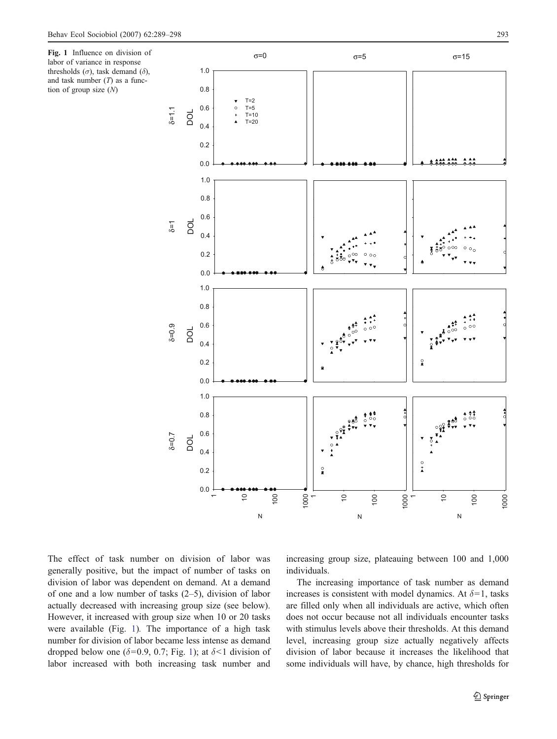**Fig. 1** Influence on division of labor of variance in response thresholds ($\sigma$), task demand ($\delta$), and task number ($T$) as a function of group size ($N$)

The effect of task number on division of labor was generally positive, but the impact of number of tasks on division of labor was dependent on demand. At a demand of one and a low number of tasks (2–5), division of labor actually decreased with increasing group size (see below). However, it increased with group size when 10 or 20 tasks were available (Fig. 1). The importance of a high task number for division of labor became less intense as demand dropped below one ($\delta$=0.9, 0.7; Fig. 1); at $\delta$<1 division of labor increased with both increasing task number and increasing group size, plateauing between 100 and 1,000 individuals.

The increasing importance of task number as demand increases is consistent with model dynamics. At $\delta$=1, tasks are filled only when all individuals are active, which often does not occur because not all individuals encounter tasks with stimulus levels above their thresholds. At this demand level, increasing group size actually negatively affects division of labor because it increases the likelihood that some individuals will have, by chance, high thresholds for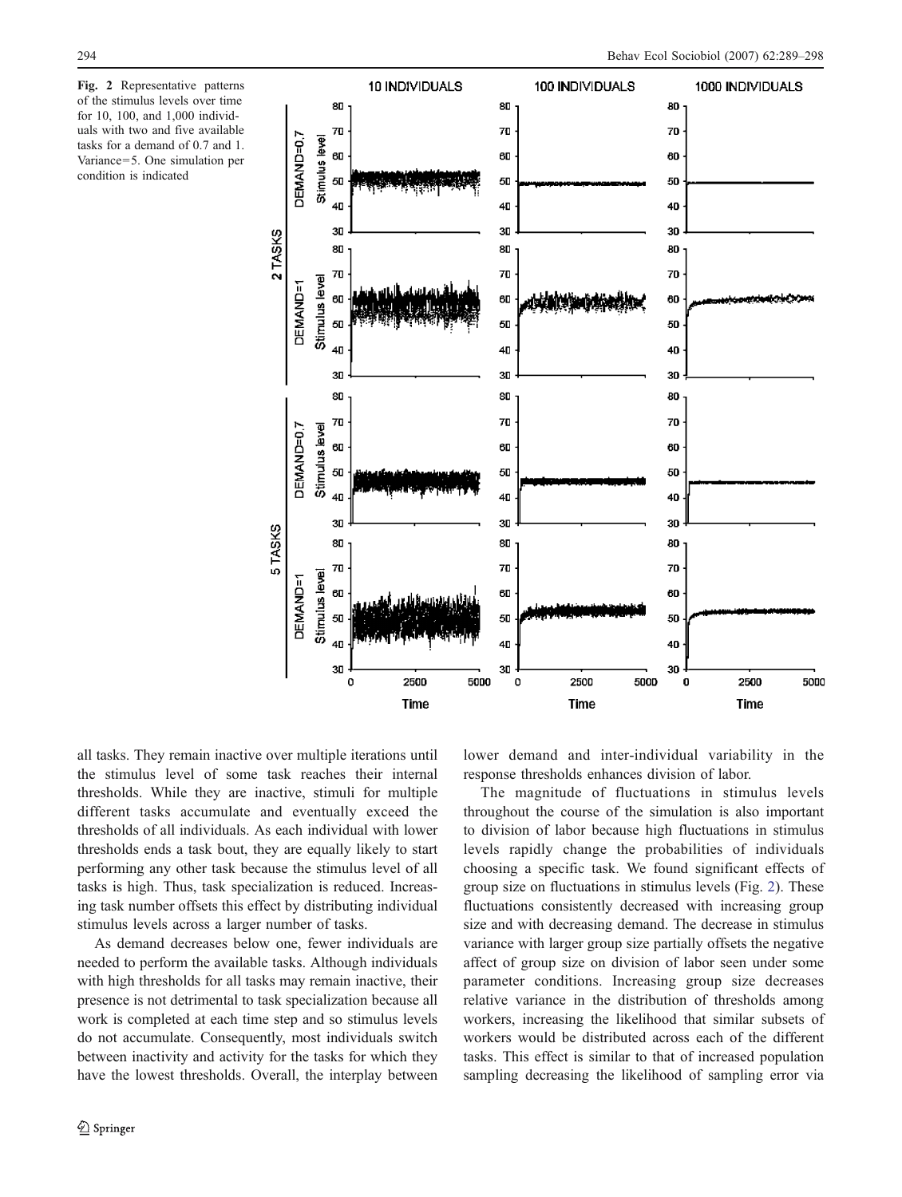Fig. 2 Representative patterns of the stimulus levels over time for 10, 100, and 1,000 individuals with two and five available tasks for a demand of 0.7 and 1. Variance=5. One simulation per condition is indicated

all tasks. They remain inactive over multiple iterations until the stimulus level of some task reaches their internal thresholds. While they are inactive, stimuli for multiple different tasks accumulate and eventually exceed the thresholds of all individuals. As each individual with lower thresholds ends a task bout, they are equally likely to start performing any other task because the stimulus level of all tasks is high. Thus, task specialization is reduced. Increasing task number offsets this effect by distributing individual stimulus levels across a larger number of tasks.

As demand decreases below one, fewer individuals are needed to perform the available tasks. Although individuals with high thresholds for all tasks may remain inactive, their presence is not detrimental to task specialization because all work is completed at each time step and so stimulus levels do not accumulate. Consequently, most individuals switch between inactivity and activity for the tasks for which they have the lowest thresholds. Overall, the interplay between lower demand and inter-individual variability in the response thresholds enhances division of labor.

The magnitude of fluctuations in stimulus levels throughout the course of the simulation is also important to division of labor because high fluctuations in stimulus levels rapidly change the probabilities of individuals choosing a specific task. We found significant effects of group size on fluctuations in stimulus levels (Fig. 2). These fluctuations consistently decreased with increasing group size and with decreasing demand. The decrease in stimulus variance with larger group size partially offsets the negative affect of group size on division of labor seen under some parameter conditions. Increasing group size decreases relative variance in the distribution of thresholds among workers, increasing the likelihood that similar subsets of workers would be distributed across each of the different tasks. This effect is similar to that of increased population sampling decreasing the likelihood of sampling error via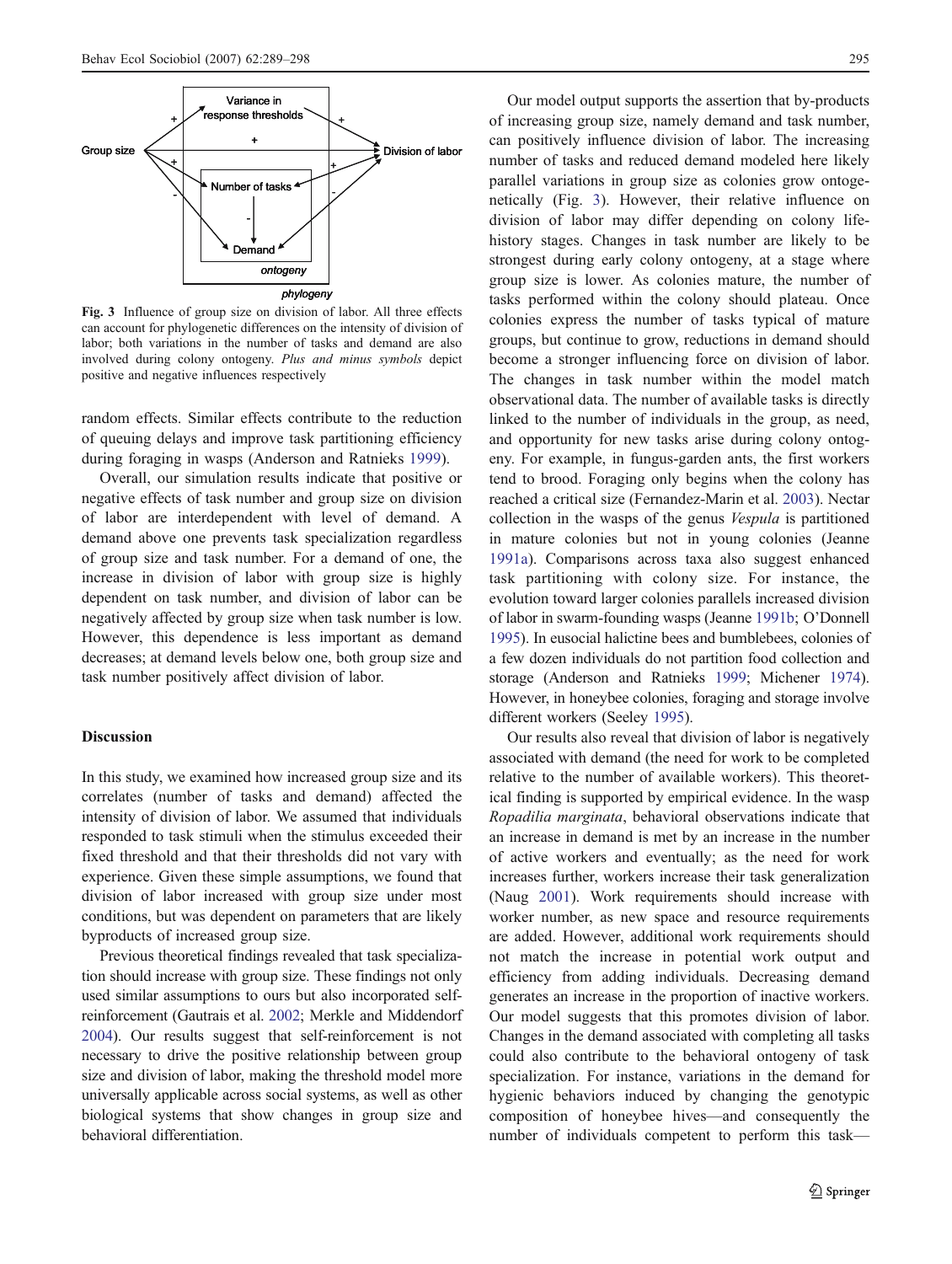Variance in response thresholds

Group size

Division of labor

Number of tasks

Demand

ontogeny

phylogeny

+ + + + + - - - -

**Fig. 3** Influence of group size on division of labor. All three effects can account for phylogenetic differences on the intensity of division of labor; both variations in the number of tasks and demand are also involved during colony ontogeny. *Plus and minus symbols* depict positive and negative influences respectively

random effects. Similar effects contribute to the reduction of queuing delays and improve task partitioning efficiency during foraging in wasps (Anderson and Ratnieks 1999).

Overall, our simulation results indicate that positive or negative effects of task number and group size on division of labor are interdependent with level of demand. A demand above one prevents task specialization regardless of group size and task number. For a demand of one, the increase in division of labor with group size is highly dependent on task number, and division of labor can be negatively affected by group size when task number is low. However, this dependence is less important as demand decreases; at demand levels below one, both group size and task number positively affect division of labor.

## Discussion

In this study, we examined how increased group size and its correlates (number of tasks and demand) affected the intensity of division of labor. We assumed that individuals responded to task stimuli when the stimulus exceeded their fixed threshold and that their thresholds did not vary with experience. Given these simple assumptions, we found that division of labor increased with group size under most conditions, but was dependent on parameters that are likely byproducts of increased group size.

Previous theoretical findings revealed that task specialization should increase with group size. These findings not only used similar assumptions to ours but also incorporated self-reinforcement (Gautrais et al. 2002; Merkle and Middendorf 2004). Our results suggest that self-reinforcement is not necessary to drive the positive relationship between group size and division of labor, making the threshold model more universally applicable across social systems, as well as other biological systems that show changes in group size and behavioral differentiation.

Our model output supports the assertion that by-products of increasing group size, namely demand and task number, can positively influence division of labor. The increasing number of tasks and reduced demand modeled here likely parallel variations in group size as colonies grow ontogenetically (Fig. 3). However, their relative influence on division of labor may differ depending on colony life-history stages. Changes in task number are likely to be strongest during early colony ontogeny, at a stage where group size is lower. As colonies mature, the number of tasks performed within the colony should plateau. Once colonies express the number of tasks typical of mature groups, but continue to grow, reductions in demand should become a stronger influencing force on division of labor. The changes in task number within the model match observational data. The number of available tasks is directly linked to the number of individuals in the group, as need, and opportunity for new tasks arise during colony ontogeny. For example, in fungus-garden ants, the first workers tend to brood. Foraging only begins when the colony has reached a critical size (Fernandez-Marin et al. 2003). Nectar collection in the wasps of the genus *Vespula* is partitioned in mature colonies but not in young colonies (Jeanne 1991a). Comparisons across taxa also suggest enhanced task partitioning with colony size. For instance, the evolution toward larger colonies parallels increased division of labor in swarm-founding wasps (Jeanne 1991b; O'Donnell 1995). In eusocial halictine bees and bumblebees, colonies of a few dozen individuals do not partition food collection and storage (Anderson and Ratnieks 1999; Michener 1974). However, in honeybee colonies, foraging and storage involve different workers (Seeley 1995).

Our results also reveal that division of labor is negatively associated with demand (the need for work to be completed relative to the number of available workers). This theoretical finding is supported by empirical evidence. In the wasp *Ropadilia marginata*, behavioral observations indicate that an increase in demand is met by an increase in the number of active workers and eventually; as the need for work increases further, workers increase their task generalization (Naug 2001). Work requirements should increase with worker number, as new space and resource requirements are added. However, additional work requirements should not match the increase in potential work output and efficiency from adding individuals. Decreasing demand generates an increase in the proportion of inactive workers. Our model suggests that this promotes division of labor. Changes in the demand associated with completing all tasks could also contribute to the behavioral ontogeny of task specialization. For instance, variations in the demand for hygienic behaviors induced by changing the genotypic composition of honeybee hives—and consequently the number of individuals competent to perform this task—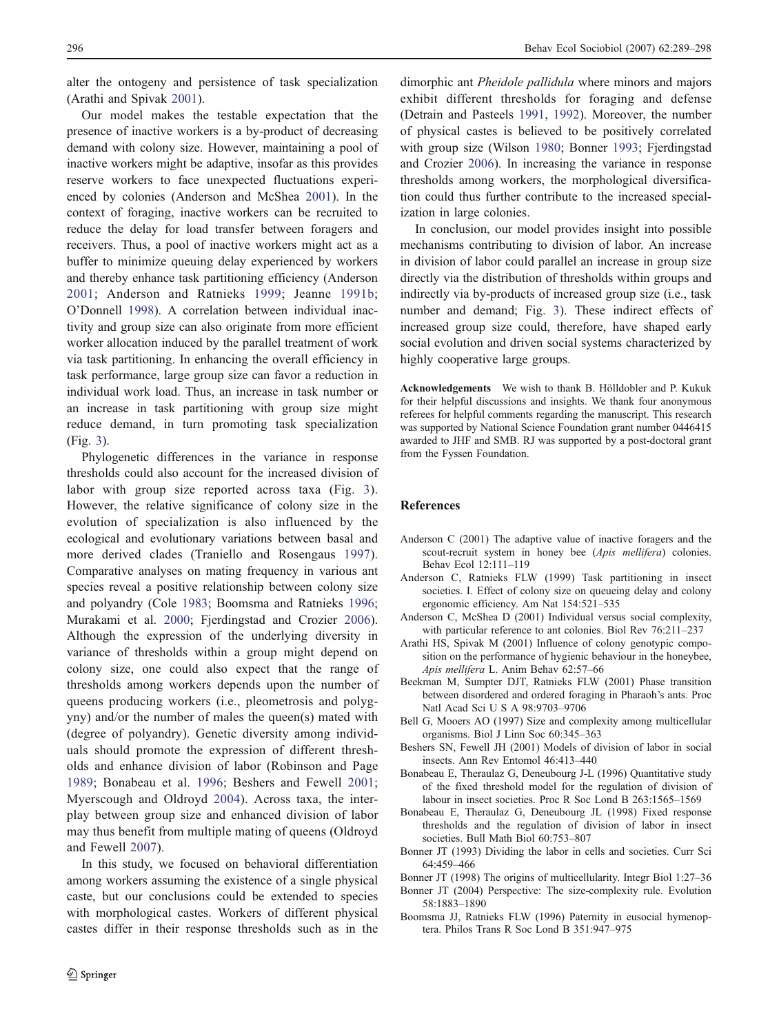alter the ontogeny and persistence of task specialization (Arathi and Spivak 2001).

Our model makes the testable expectation that the presence of inactive workers is a by-product of decreasing demand with colony size. However, maintaining a pool of inactive workers might be adaptive, insofar as this provides reserve workers to face unexpected fluctuations experienced by colonies (Anderson and McShea 2001). In the context of foraging, inactive workers can be recruited to reduce the delay for load transfer between foragers and receivers. Thus, a pool of inactive workers might act as a buffer to minimize queuing delay experienced by workers and thereby enhance task partitioning efficiency (Anderson 2001; Anderson and Ratnieks 1999; Jeanne 1991b; O'Donnell 1998). A correlation between individual inactivity and group size can also originate from more efficient worker allocation induced by the parallel treatment of work via task partitioning. In enhancing the overall efficiency in task performance, large group size can favor a reduction in individual work load. Thus, an increase in task number or an increase in task partitioning with group size might reduce demand, in turn promoting task specialization (Fig. 3).

Phylogenetic differences in the variance in response thresholds could also account for the increased division of labor with group size reported across taxa (Fig. 3). However, the relative significance of colony size in the evolution of specialization is also influenced by the ecological and evolutionary variations between basal and more derived clades (Traniello and Rosengaus 1997). Comparative analyses on mating frequency in various ant species reveal a positive relationship between colony size and polyandry (Cole 1983; Boomsma and Ratnieks 1996; Murakami et al. 2000; Fjerdingstad and Crozier 2006). Although the expression of the underlying diversity in variance of thresholds within a group might depend on colony size, one could also expect that the range of thresholds among workers depends upon the number of queens producing workers (i.e., pleometrosis and polygyny) and/or the number of males the queen(s) mated with (degree of polyandry). Genetic diversity among individuals should promote the expression of different thresholds and enhance division of labor (Robinson and Page 1989; Bonabeau et al. 1996; Beshers and Fewell 2001; Myerscough and Oldroyd 2004). Across taxa, the interplay between group size and enhanced division of labor may thus benefit from multiple mating of queens (Oldroyd and Fewell 2007).

In this study, we focused on behavioral differentiation among workers assuming the existence of a single physical caste, but our conclusions could be extended to species with morphological castes. Workers of different physical castes differ in their response thresholds such as in the dimorphic ant *Pheidole pallidula* where minors and majors exhibit different thresholds for foraging and defense (Detrain and Pasteels 1991, 1992). Moreover, the number of physical castes is believed to be positively correlated with group size (Wilson 1980; Bonner 1993; Fjerdingstad and Crozier 2006). In increasing the variance in response thresholds among workers, the morphological diversification could thus further contribute to the increased specialization in large colonies.

In conclusion, our model provides insight into possible mechanisms contributing to division of labor. An increase in division of labor could parallel an increase in group size directly via the distribution of thresholds within groups and indirectly via by-products of increased group size (i.e., task number and demand; Fig. 3). These indirect effects of increased group size could, therefore, have shaped early social evolution and driven social systems characterized by highly cooperative large groups.

**Acknowledgements** We wish to thank B. Hölldobler and P. Kukuk for their helpful discussions and insights. We thank four anonymous referees for helpful comments regarding the manuscript. This research was supported by National Science Foundation grant number 0446415 awarded to JHF and SMB. RJ was supported by a post-doctoral grant from the Fyssen Foundation.

## References

- Anderson C (2001) The adaptive value of inactive foragers and the scout-recruit system in honey bee (*Apis mellifera*) colonies. Behav Ecol 12:111–119
- Anderson C, Ratnieks FLW (1999) Task partitioning in insect societies. I. Effect of colony size on queueing delay and colony ergonomic efficiency. Am Nat 154:521–535
- Anderson C, McShea D (2001) Individual versus social complexity, with particular reference to ant colonies. Biol Rev 76:211–237
- Arathi HS, Spivak M (2001) Influence of colony genotypic composition on the performance of hygienic behaviour in the honeybee, *Apis mellifera* L. Anim Behav 62:57–66
- Beekman M, Sumpter DJT, Ratnieks FLW (2001) Phase transition between disordered and ordered foraging in Pharaoh's ants. Proc Natl Acad Sci U S A 98:9703–9706
- Bell G, Mooers AO (1997) Size and complexity among multicellular organisms. Biol J Linn Soc 60:345–363
- Beshers SN, Fewell JH (2001) Models of division of labor in social insects. Ann Rev Entomol 46:413–440
- Bonabeau E, Theraulaz G, Deneubourg J-L (1996) Quantitative study of the fixed threshold model for the regulation of division of labour in insect societies. Proc R Soc Lond B 263:1565–1569
- Bonabeau E, Theraulaz G, Deneubourg JL (1998) Fixed response thresholds and the regulation of division of labor in insect societies. Bull Math Biol 60:753–807
- Bonner JT (1993) Dividing the labor in cells and societies. Curr Sci 64:459–466
- Bonner JT (1998) The origins of multicellularity. Integr Biol 1:27–36
- Bonner JT (2004) Perspective: The size-complexity rule. Evolution 58:1883–1890
- Boomsma JJ, Ratnieks FLW (1996) Paternity in eusocial hymenoptera. Philos Trans R Soc Lond B 351:947–975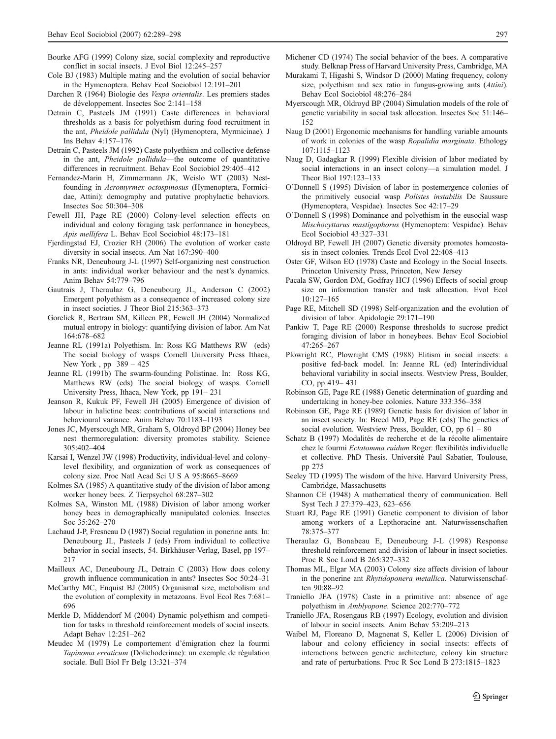Bourke AFG (1999) Colony size, social complexity and reproductive conflict in social insects. J Evol Biol 12:245–257

Cole BJ (1983) Multiple mating and the evolution of social behavior in the Hymenoptera. Behav Ecol Sociobiol 12:191–201

Darchen R (1964) Biologie des *Vespa orientalis*. Les premiers stades de développement. Insectes Soc 2:141–158

Detrain C, Pasteels JM (1991) Caste differences in behavioral thresholds as a basis for polyethism during food recruitment in the ant, *Pheidole pallidula* (Nyl) (Hymenoptera, Myrmicinae). J Ins Behav 4:157–176

Detrain C, Pasteels JM (1992) Caste polyethism and collective defense in the ant, *Pheidole pallidula*—the outcome of quantitative differences in recruitment. Behav Ecol Sociobiol 29:405–412

Fernandez-Marin H, Zimmermann JK, Wcislo WT (2003) Nest-founding in *Acromyrmex octospinosus* (Hymenoptera, Formicidae, Attini): demography and putative prophylactic behaviors. Insectes Soc 50:304–308

Fewell JH, Page RE (2000) Colony-level selection effects on individual and colony foraging task performance in honeybees, *Apis mellifera* L. Behav Ecol Sociobiol 48:173–181

Fjerdingstad EJ, Crozier RH (2006) The evolution of worker caste diversity in social insects. Am Nat 167:390–400

Franks NR, Deneubourg J-L (1997) Self-organizing nest construction in ants: individual worker behaviour and the nest's dynamics. Anim Behav 54:779–796

Gautrais J, Theraulaz G, Deneubourg JL, Anderson C (2002) Emergent polyethism as a consequence of increased colony size in insect societies. J Theor Biol 215:363–373

Gorelick R, Bertram SM, Killeen PR, Fewell JH (2004) Normalized mutual entropy in biology: quantifying division of labor. Am Nat 164:678–682

Jeanne RL (1991a) Polyethism. In: Ross KG Matthews RW (eds) The social biology of wasps Cornell University Press Ithaca, New York , pp 389 – 425

Jeanne RL (1991b) The swarm-founding Polistinae. In: Ross KG, Matthews RW (eds) The social biology of wasps. Cornell University Press, Ithaca, New York, pp 191– 231

Jeanson R, Kukuk PF, Fewell JH (2005) Emergence of division of labour in halictine bees: contributions of social interactions and behavioural variance. Anim Behav 70:1183–1193

Jones JC, Myerscough MR, Graham S, Oldroyd BP (2004) Honey bee nest thermoregulation: diversity promotes stability. Science 305:402–404

Karsai I, Wenzel JW (1998) Productivity, individual-level and colony-level flexibility, and organization of work as consequences of colony size. Proc Natl Acad Sci U S A 95:8665–8669

Kolmes SA (1985) A quantitative study of the division of labor among worker honey bees. Z Tierpsychol 68:287–302

Kolmes SA, Winston ML (1988) Division of labor among worker honey bees in demographically manipulated colonies. Insectes Soc 35:262–270

Lachaud J-P, Fresneau D (1987) Social regulation in ponerine ants. In: Deneubourg JL, Pasteels J (eds) From individual to collective behavior in social insects, 54. Birkhäuser-Verlag, Basel, pp 197–217

Mailleux AC, Deneubourg JL, Detrain C (2003) How does colony growth influence communication in ants? Insectes Soc 50:24–31

McCarthy MC, Enquist BJ (2005) Organismal size, metabolism and the evolution of complexity in metazoans. Evol Ecol Res 7:681–696

Merkle D, Middendorf M (2004) Dynamic polyethism and competition for tasks in threshold reinforcement models of social insects. Adapt Behav 12:251–262

Meudec M (1979) Le comportement d'émigration chez la fourmi *Tapinoma erraticum* (Dolichoderinae): un exemple de régulation sociale. Bull Biol Fr Belg 13:321–374

Michener CD (1974) The social behavior of the bees. A comparative study. Belknap Press of Harvard University Press, Cambridge, MA

Murakami T, Higashi S, Windsor D (2000) Mating frequency, colony size, polyethism and sex ratio in fungus-growing ants (*Attini*). Behav Ecol Sociobiol 48:276–284

Myerscough MR, Oldroyd BP (2004) Simulation models of the role of genetic variability in social task allocation. Insectes Soc 51:146–152

Naug D (2001) Ergonomic mechanisms for handling variable amounts of work in colonies of the wasp *Ropalidia marginata*. Ethology 107:1115–1123

Naug D, Gadagkar R (1999) Flexible division of labor mediated by social interactions in an insect colony—a simulation model. J Theor Biol 197:123–133

O'Donnell S (1995) Division of labor in postemergence colonies of the primitively eusocial wasp *Polistes instabilis* De Saussure (Hymenoptera, Vespidae). Insectes Soc 42:17–29

O'Donnell S (1998) Dominance and polyethism in the eusocial wasp *Mischocyttarus mastigophorus* (Hymenoptera: Vespidae). Behav Ecol Sociobiol 43:327–331

Oldroyd BP, Fewell JH (2007) Genetic diversity promotes homeostasis in insect colonies. Trends Ecol Evol 22:408–413

Oster GF, Wilson EO (1978) Caste and Ecology in the Social Insects. Princeton University Press, Princeton, New Jersey

Pacala SW, Gordon DM, Godfray HCJ (1996) Effects of social group size on information transfer and task allocation. Evol Ecol 10:127–165

Page RE, Mitchell SD (1998) Self-organization and the evolution of division of labor. Apidologie 29:171–190

Pankiw T, Page RE (2000) Response thresholds to sucrose predict foraging division of labor in honeybees. Behav Ecol Sociobiol 47:265–267

Plowright RC, Plowright CMS (1988) Elitism in social insects: a positive fed-back model. In: Jeanne RL (ed) Interindividual behavioral variability in social insects. Westview Press, Boulder, CO, pp 419– 431

Robinson GE, Page RE (1988) Genetic determination of guarding and undertaking in honey-bee colonies. Nature 333:356–358

Robinson GE, Page RE (1989) Genetic basis for division of labor in an insect society. In: Breed MD, Page RE (eds) The genetics of social evolution. Westview Press, Boulder, CO, pp 61 – 80

Schatz B (1997) Modalités de recherche et de la récolte alimentaire chez le fourmi *Ectatomma ruidum* Roger: flexibilités individuelle et collective. PhD Thesis. Université Paul Sabatier, Toulouse, pp 275

Seeley TD (1995) The wisdom of the hive. Harvard University Press, Cambridge, Massachusetts

Shannon CE (1948) A mathematical theory of communication. Bell Syst Tech J 27:379–423, 623–656

Stuart RJ, Page RE (1991) Genetic component to division of labor among workers of a Lepthoracine ant. Naturwissenschaften 78:375–377

Theraulaz G, Bonabeau E, Deneubourg J-L (1998) Response threshold reinforcement and division of labour in insect societies. Proc R Soc Lond B 265:327–332

Thomas ML, Elgar MA (2003) Colony size affects division of labour in the ponerine ant *Rhytidoponera metallica*. Naturwissenschaften 90:88–92

Traniello JFA (1978) Caste in a primitive ant: absence of age polyethism in *Amblyopone*. Science 202:770–772

Traniello JFA, Rosengaus RB (1997) Ecology, evolution and division of labour in social insects. Anim Behav 53:209–213

Waibel M, Floreano D, Magnenat S, Keller L (2006) Division of labour and colony efficiency in social insects: effects of interactions between genetic architecture, colony kin structure and rate of perturbations. Proc R Soc Lond B 273:1815–1823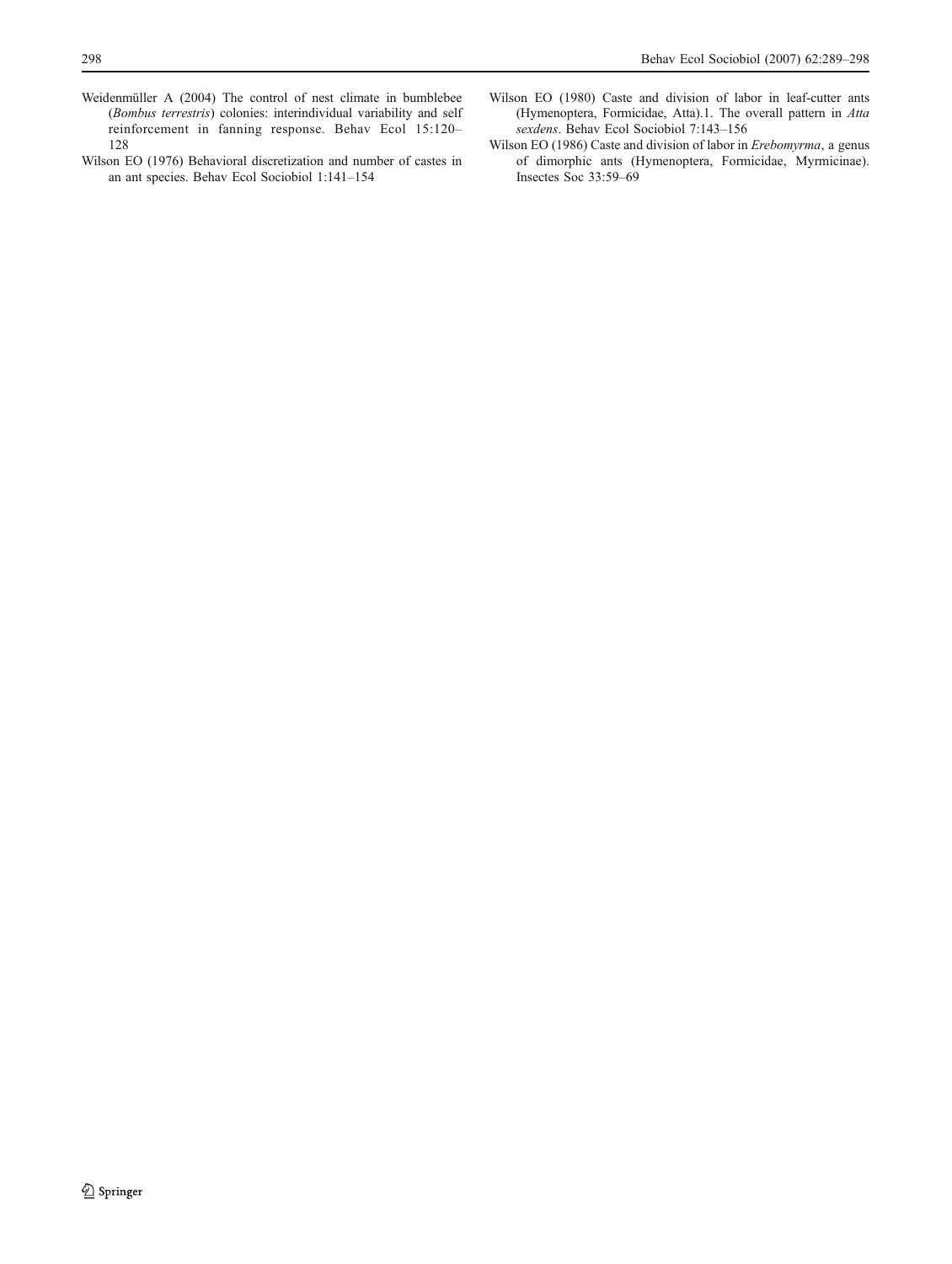Weidenmüller A (2004) The control of nest climate in bumblebee (*Bombus terrestris*) colonies: interindividual variability and self reinforcement in fanning response. Behav Ecol 15:120–128

Wilson EO (1976) Behavioral discretization and number of castes in an ant species. Behav Ecol Sociobiol 1:141–154

Wilson EO (1980) Caste and division of labor in leaf-cutter ants (Hymenoptera, Formicidae, Atta).1. The overall pattern in *Atta sexdens*. Behav Ecol Sociobiol 7:143–156

Wilson EO (1986) Caste and division of labor in *Erebomyrma*, a genus of dimorphic ants (Hymenoptera, Formicidae, Myrmicinae). Insectes Soc 33:59–69